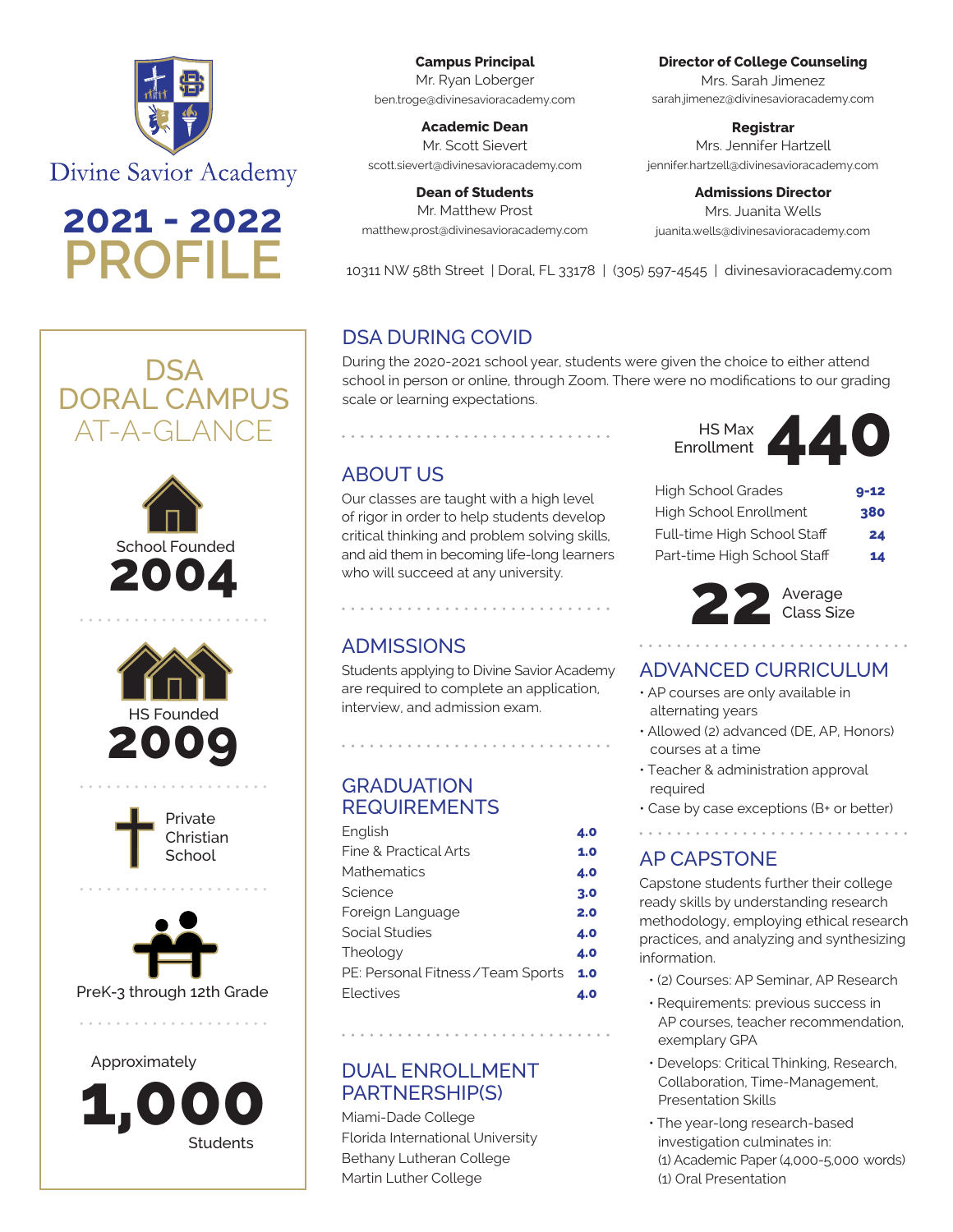# Divine Savior Academy

# 2021 - 2022 PROFILE

**Campus Principal**
Mr. Ryan Loberger
ben.troge@divinesavioracademy.com

**Academic Dean**
Mr. Scott Sievert
scott.sievert@divinesavioracademy.com

**Dean of Students**
Mr. Matthew Prost
matthew.prost@divinesavioracademy.com

**Director of College Counseling**
Mrs. Sarah Jimenez
sarah.jimenez@divinesavioracademy.com

**Registrar**
Mrs. Jennifer Hartzell
jennifer.hartzell@divinesavioracademy.com

**Admissions Director**
Mrs. Juanita Wells
juanita.wells@divinesavioracademy.com

10311 NW 58th Street | Doral, FL 33178 | (305) 597-4545 | divinesavioracademy.com

## DSA DORAL CAMPUS AT-A-GLANCE

School Founded
**2004**

HS Founded
**2009**

Private Christian School

PreK-3 through 12th Grade

Approximately
**1,000**
Students

## DSA DURING COVID

During the 2020-2021 school year, students were given the choice to either attend school in person or online, through Zoom. There were no modifications to our grading scale or learning expectations.

## ABOUT US

Our classes are taught with a high level of rigor in order to help students develop critical thinking and problem solving skills, and aid them in becoming life-long learners who will succeed at any university.

## ADMISSIONS

Students applying to Divine Savior Academy are required to complete an application, interview, and admission exam.

## GRADUATION REQUIREMENTS

| Subject | Credits |
|---|---|
| English | 4.0 |
| Fine & Practical Arts | 1.0 |
| Mathematics | 4.0 |
| Science | 3.0 |
| Foreign Language | 2.0 |
| Social Studies | 4.0 |
| Theology | 4.0 |
| PE: Personal Fitness / Team Sports | 1.0 |
| Electives | 4.0 |

## DUAL ENROLLMENT PARTNERSHIP(S)

Miami-Dade College
Florida International University
Bethany Lutheran College
Martin Luther College

HS Max Enrollment **440**

| | |
|---|---|
| High School Grades | 9-12 |
| High School Enrollment | 380 |
| Full-time High School Staff | 24 |
| Part-time High School Staff | 14 |

**22** Average Class Size

## ADVANCED CURRICULUM

- AP courses are only available in alternating years
- Allowed (2) advanced (DE, AP, Honors) courses at a time
- Teacher & administration approval required
- Case by case exceptions (B+ or better)

## AP CAPSTONE

Capstone students further their college ready skills by understanding research methodology, employing ethical research practices, and analyzing and synthesizing information.

- (2) Courses: AP Seminar, AP Research
- Requirements: previous success in AP courses, teacher recommendation, exemplary GPA
- Develops: Critical Thinking, Research, Collaboration, Time-Management, Presentation Skills
- The year-long research-based investigation culminates in:
  (1) Academic Paper (4,000-5,000 words)
  (1) Oral Presentation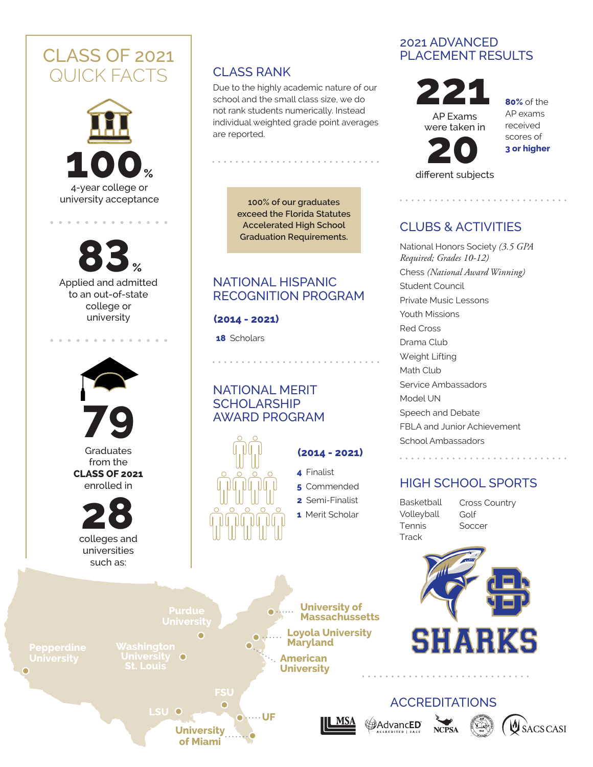# CLASS OF 2021 QUICK FACTS

**100%**
4-year college or university acceptance

**83%**
Applied and admitted to an out-of-state college or university

**79**
Graduates from the **CLASS OF 2021** enrolled in

**28**
colleges and universities such as:

Pepperdine University
Washington University St. Louis
Purdue University
LSU
FSU
UF
University of Miami
University of Massachussetts
Loyola University Maryland
American University

## CLASS RANK

Due to the highly academic nature of our school and the small class size, we do not rank students numerically. Instead individual weighted grade point averages are reported.

**100% of our graduates exceed the Florida Statutes Accelerated High School Graduation Requirements.**

## NATIONAL HISPANIC RECOGNITION PROGRAM

**(2014 - 2021)**

**18** Scholars

## NATIONAL MERIT SCHOLARSHIP AWARD PROGRAM

**(2014 - 2021)**

- **4** Finalist
- **5** Commended
- **2** Semi-Finalist
- **1** Merit Scholar

## 2021 ADVANCED PLACEMENT RESULTS

**221** AP Exams were taken in **20** different subjects

**80%** of the AP exams received scores of **3 or higher**

## CLUBS & ACTIVITIES

- National Honors Society *(3.5 GPA Required; Grades 10-12)*
- Chess *(National Award Winning)*
- Student Council
- Private Music Lessons
- Youth Missions
- Red Cross
- Drama Club
- Weight Lifting
- Math Club
- Service Ambassadors
- Model UN
- Speech and Debate
- FBLA and Junior Achievement
- School Ambassadors

## HIGH SCHOOL SPORTS

- Basketball
- Volleyball
- Tennis
- Track
- Cross Country
- Golf
- Soccer

SHARKS

## ACCREDITATIONS

MSA, AdvancED, NCPSA, SACS CASI